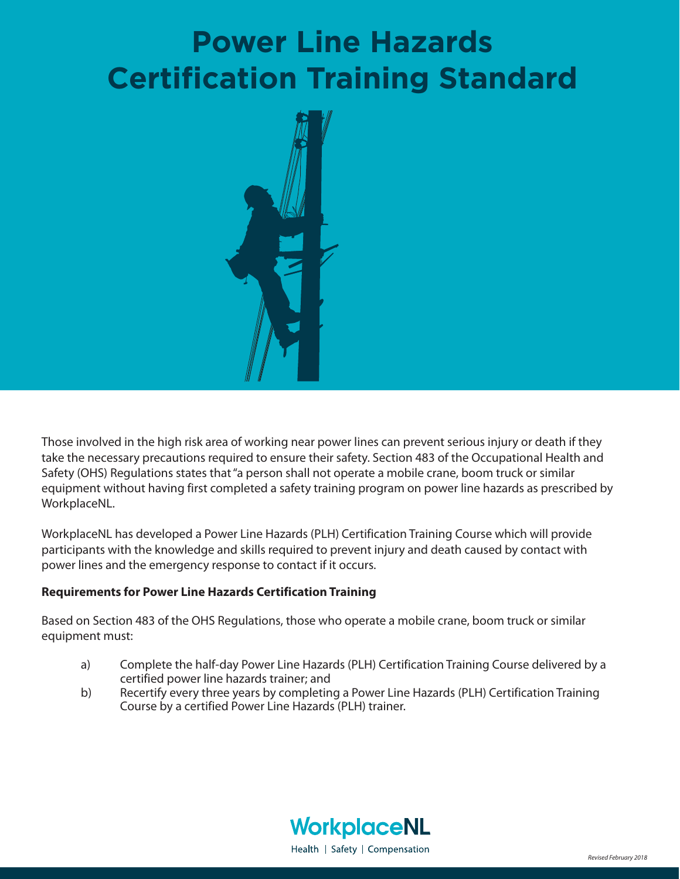# Power Line Hazards Certification Training Standard

Those involved in the high risk area of working near power lines can prevent serious injury or death if they take the necessary precautions required to ensure their safety. Section 483 of the Occupational Health and Safety (OHS) Regulations states that "a person shall not operate a mobile crane, boom truck or similar equipment without having first completed a safety training program on power line hazards as prescribed by WorkplaceNL.

WorkplaceNL has developed a Power Line Hazards (PLH) Certification Training Course which will provide participants with the knowledge and skills required to prevent injury and death caused by contact with power lines and the emergency response to contact if it occurs.

**Requirements for Power Line Hazards Certification Training**

Based on Section 483 of the OHS Regulations, those who operate a mobile crane, boom truck or similar equipment must:

a) Complete the half-day Power Line Hazards (PLH) Certification Training Course delivered by a certified power line hazards trainer; and

b) Recertify every three years by completing a Power Line Hazards (PLH) Certification Training Course by a certified Power Line Hazards (PLH) trainer.

WorkplaceNL

Health | Safety | Compensation

*Revised February 2018*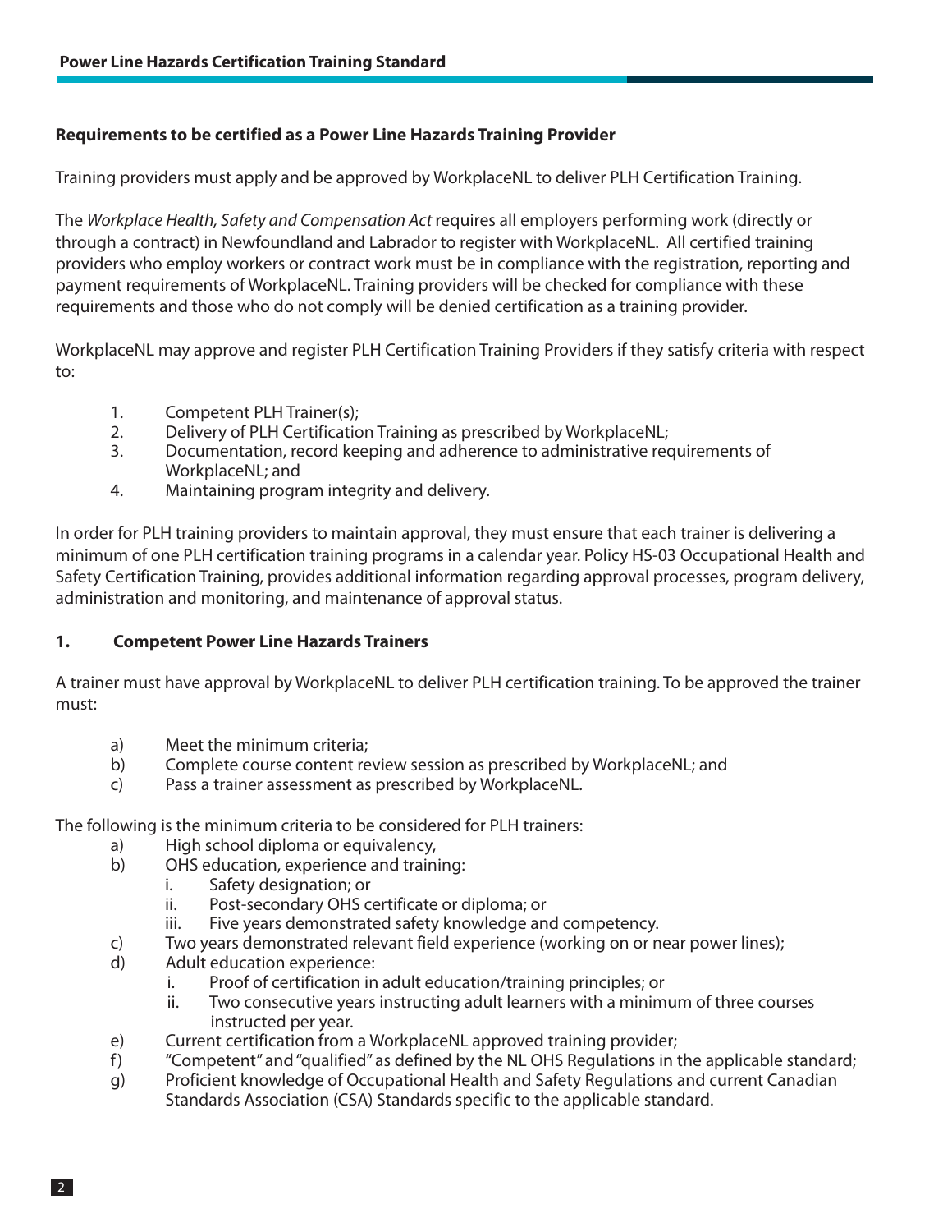### Requirements to be certified as a Power Line Hazards Training Provider

Training providers must apply and be approved by WorkplaceNL to deliver PLH Certification Training.

The *Workplace Health, Safety and Compensation Act* requires all employers performing work (directly or through a contract) in Newfoundland and Labrador to register with WorkplaceNL. All certified training providers who employ workers or contract work must be in compliance with the registration, reporting and payment requirements of WorkplaceNL. Training providers will be checked for compliance with these requirements and those who do not comply will be denied certification as a training provider.

WorkplaceNL may approve and register PLH Certification Training Providers if they satisfy criteria with respect to:

1. Competent PLH Trainer(s);
2. Delivery of PLH Certification Training as prescribed by WorkplaceNL;
3. Documentation, record keeping and adherence to administrative requirements of WorkplaceNL; and
4. Maintaining program integrity and delivery.

In order for PLH training providers to maintain approval, they must ensure that each trainer is delivering a minimum of one PLH certification training programs in a calendar year. Policy HS-03 Occupational Health and Safety Certification Training, provides additional information regarding approval processes, program delivery, administration and monitoring, and maintenance of approval status.

### 1. Competent Power Line Hazards Trainers

A trainer must have approval by WorkplaceNL to deliver PLH certification training. To be approved the trainer must:

a) Meet the minimum criteria;
b) Complete course content review session as prescribed by WorkplaceNL; and
c) Pass a trainer assessment as prescribed by WorkplaceNL.

The following is the minimum criteria to be considered for PLH trainers:

a) High school diploma or equivalency,
b) OHS education, experience and training:
   i. Safety designation; or
   ii. Post-secondary OHS certificate or diploma; or
   iii. Five years demonstrated safety knowledge and competency.
c) Two years demonstrated relevant field experience (working on or near power lines);
d) Adult education experience:
   i. Proof of certification in adult education/training principles; or
   ii. Two consecutive years instructing adult learners with a minimum of three courses instructed per year.
e) Current certification from a WorkplaceNL approved training provider;
f) "Competent" and "qualified" as defined by the NL OHS Regulations in the applicable standard;
g) Proficient knowledge of Occupational Health and Safety Regulations and current Canadian Standards Association (CSA) Standards specific to the applicable standard.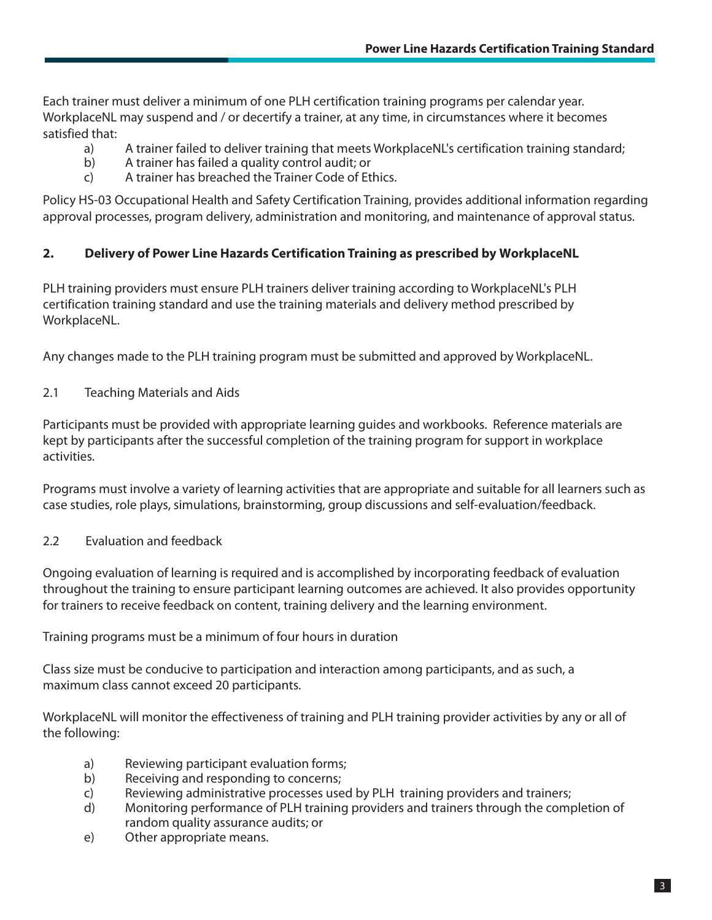Each trainer must deliver a minimum of one PLH certification training programs per calendar year. WorkplaceNL may suspend and / or decertify a trainer, at any time, in circumstances where it becomes satisfied that:

a) A trainer failed to deliver training that meets WorkplaceNL's certification training standard;
b) A trainer has failed a quality control audit; or
c) A trainer has breached the Trainer Code of Ethics.

Policy HS-03 Occupational Health and Safety Certification Training, provides additional information regarding approval processes, program delivery, administration and monitoring, and maintenance of approval status.

## 2. Delivery of Power Line Hazards Certification Training as prescribed by WorkplaceNL

PLH training providers must ensure PLH trainers deliver training according to WorkplaceNL's PLH certification training standard and use the training materials and delivery method prescribed by WorkplaceNL.

Any changes made to the PLH training program must be submitted and approved by WorkplaceNL.

### 2.1 Teaching Materials and Aids

Participants must be provided with appropriate learning guides and workbooks. Reference materials are kept by participants after the successful completion of the training program for support in workplace activities.

Programs must involve a variety of learning activities that are appropriate and suitable for all learners such as case studies, role plays, simulations, brainstorming, group discussions and self-evaluation/feedback.

### 2.2 Evaluation and feedback

Ongoing evaluation of learning is required and is accomplished by incorporating feedback of evaluation throughout the training to ensure participant learning outcomes are achieved. It also provides opportunity for trainers to receive feedback on content, training delivery and the learning environment.

Training programs must be a minimum of four hours in duration

Class size must be conducive to participation and interaction among participants, and as such, a maximum class cannot exceed 20 participants.

WorkplaceNL will monitor the effectiveness of training and PLH training provider activities by any or all of the following:

a) Reviewing participant evaluation forms;
b) Receiving and responding to concerns;
c) Reviewing administrative processes used by PLH training providers and trainers;
d) Monitoring performance of PLH training providers and trainers through the completion of random quality assurance audits; or
e) Other appropriate means.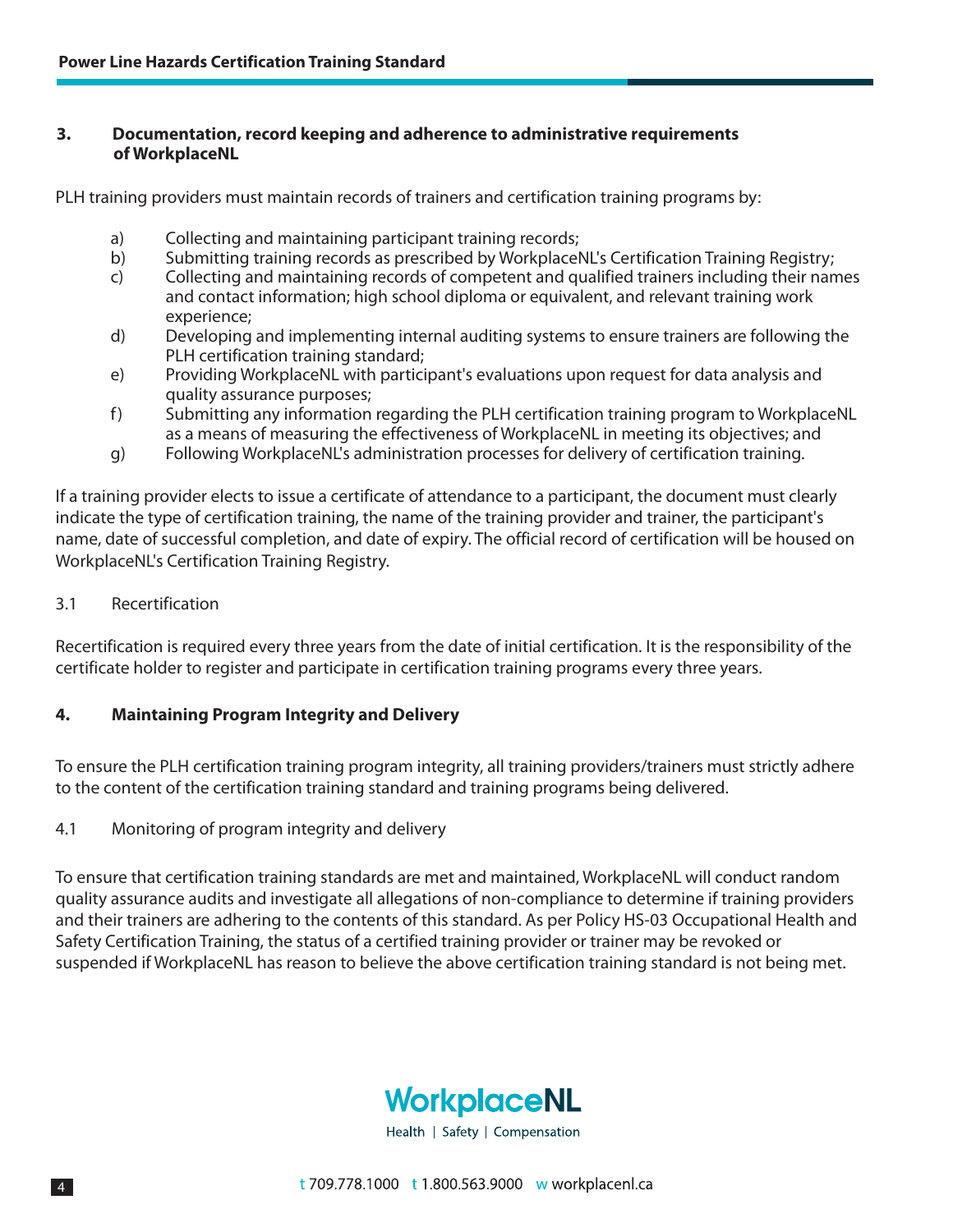## 3. Documentation, record keeping and adherence to administrative requirements of WorkplaceNL

PLH training providers must maintain records of trainers and certification training programs by:

a) Collecting and maintaining participant training records;
b) Submitting training records as prescribed by WorkplaceNL's Certification Training Registry;
c) Collecting and maintaining records of competent and qualified trainers including their names and contact information; high school diploma or equivalent, and relevant training work experience;
d) Developing and implementing internal auditing systems to ensure trainers are following the PLH certification training standard;
e) Providing WorkplaceNL with participant's evaluations upon request for data analysis and quality assurance purposes;
f) Submitting any information regarding the PLH certification training program to WorkplaceNL as a means of measuring the effectiveness of WorkplaceNL in meeting its objectives; and
g) Following WorkplaceNL's administration processes for delivery of certification training.

If a training provider elects to issue a certificate of attendance to a participant, the document must clearly indicate the type of certification training, the name of the training provider and trainer, the participant's name, date of successful completion, and date of expiry. The official record of certification will be housed on WorkplaceNL's Certification Training Registry.

### 3.1 Recertification

Recertification is required every three years from the date of initial certification. It is the responsibility of the certificate holder to register and participate in certification training programs every three years.

## 4. Maintaining Program Integrity and Delivery

To ensure the PLH certification training program integrity, all training providers/trainers must strictly adhere to the content of the certification training standard and training programs being delivered.

### 4.1 Monitoring of program integrity and delivery

To ensure that certification training standards are met and maintained, WorkplaceNL will conduct random quality assurance audits and investigate all allegations of non-compliance to determine if training providers and their trainers are adhering to the contents of this standard. As per Policy HS-03 Occupational Health and Safety Certification Training, the status of a certified training provider or trainer may be revoked or suspended if WorkplaceNL has reason to believe the above certification training standard is not being met.

WorkplaceNL
Health | Safety | Compensation

t 709.778.1000 t 1.800.563.9000 w workplacenl.ca